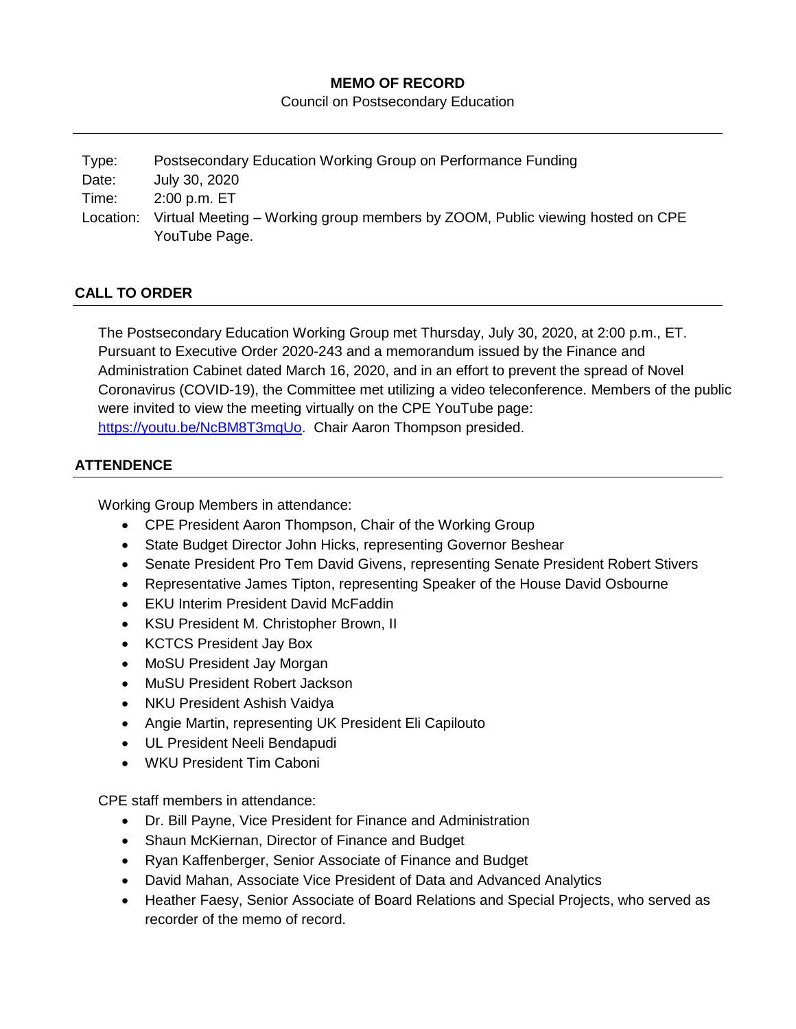**MEMO OF RECORD**

Council on Postsecondary Education

| | |
|---|---|
| Type: | Postsecondary Education Working Group on Performance Funding |
| Date: | July 30, 2020 |
| Time: | 2:00 p.m. ET |
| Location: | Virtual Meeting – Working group members by ZOOM, Public viewing hosted on CPE YouTube Page. |

## CALL TO ORDER

The Postsecondary Education Working Group met Thursday, July 30, 2020, at 2:00 p.m., ET. Pursuant to Executive Order 2020-243 and a memorandum issued by the Finance and Administration Cabinet dated March 16, 2020, and in an effort to prevent the spread of Novel Coronavirus (COVID-19), the Committee met utilizing a video teleconference. Members of the public were invited to view the meeting virtually on the CPE YouTube page: [https://youtu.be/NcBM8T3mqUo](https://youtu.be/NcBM8T3mqUo). Chair Aaron Thompson presided.

## ATTENDENCE

Working Group Members in attendance:

- CPE President Aaron Thompson, Chair of the Working Group
- State Budget Director John Hicks, representing Governor Beshear
- Senate President Pro Tem David Givens, representing Senate President Robert Stivers
- Representative James Tipton, representing Speaker of the House David Osbourne
- EKU Interim President David McFaddin
- KSU President M. Christopher Brown, II
- KCTCS President Jay Box
- MoSU President Jay Morgan
- MuSU President Robert Jackson
- NKU President Ashish Vaidya
- Angie Martin, representing UK President Eli Capilouto
- UL President Neeli Bendapudi
- WKU President Tim Caboni

CPE staff members in attendance:

- Dr. Bill Payne, Vice President for Finance and Administration
- Shaun McKiernan, Director of Finance and Budget
- Ryan Kaffenberger, Senior Associate of Finance and Budget
- David Mahan, Associate Vice President of Data and Advanced Analytics
- Heather Faesy, Senior Associate of Board Relations and Special Projects, who served as recorder of the memo of record.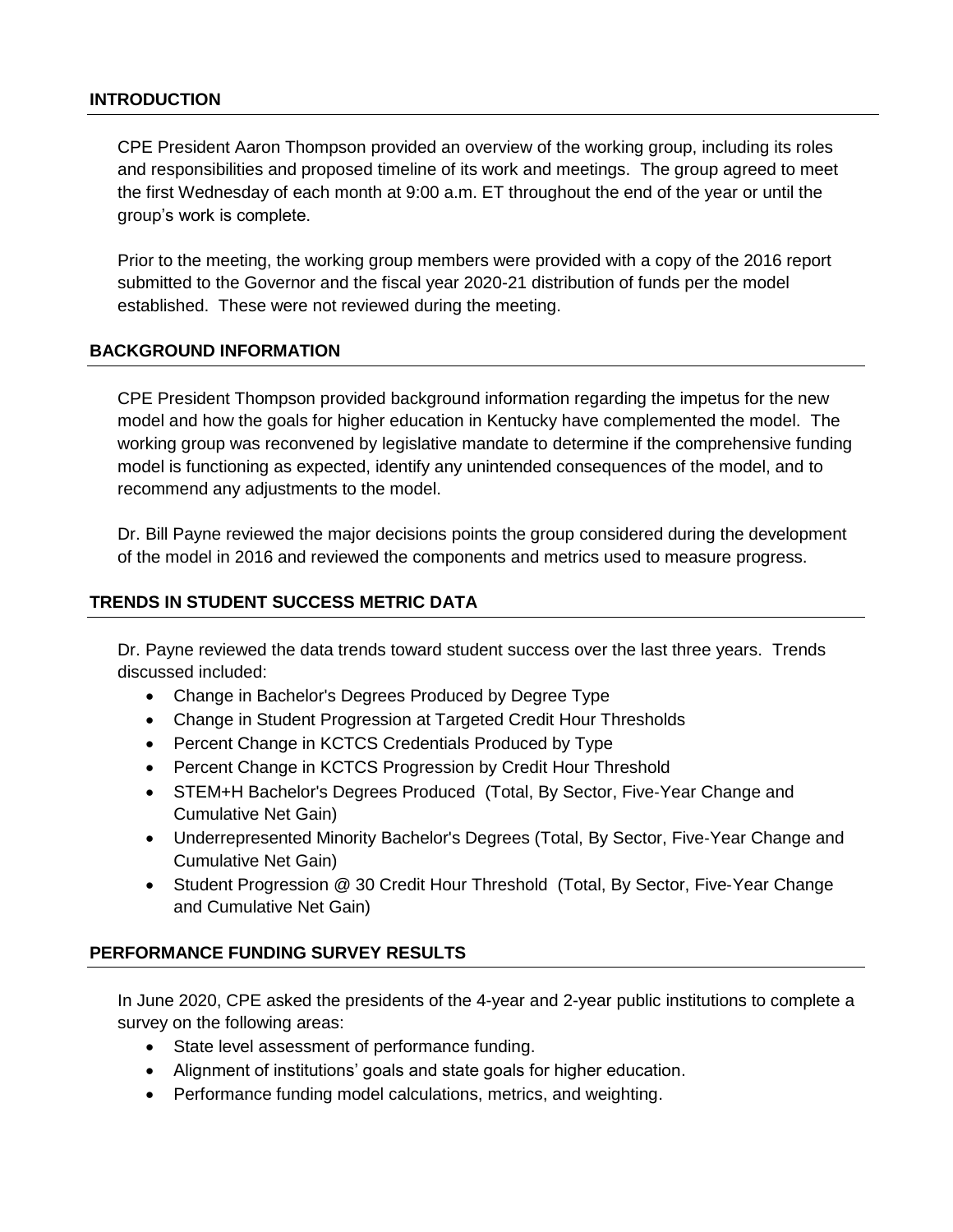## INTRODUCTION

CPE President Aaron Thompson provided an overview of the working group, including its roles and responsibilities and proposed timeline of its work and meetings. The group agreed to meet the first Wednesday of each month at 9:00 a.m. ET throughout the end of the year or until the group's work is complete.

Prior to the meeting, the working group members were provided with a copy of the 2016 report submitted to the Governor and the fiscal year 2020-21 distribution of funds per the model established. These were not reviewed during the meeting.

## BACKGROUND INFORMATION

CPE President Thompson provided background information regarding the impetus for the new model and how the goals for higher education in Kentucky have complemented the model. The working group was reconvened by legislative mandate to determine if the comprehensive funding model is functioning as expected, identify any unintended consequences of the model, and to recommend any adjustments to the model.

Dr. Bill Payne reviewed the major decisions points the group considered during the development of the model in 2016 and reviewed the components and metrics used to measure progress.

## TRENDS IN STUDENT SUCCESS METRIC DATA

Dr. Payne reviewed the data trends toward student success over the last three years. Trends discussed included:

- Change in Bachelor's Degrees Produced by Degree Type
- Change in Student Progression at Targeted Credit Hour Thresholds
- Percent Change in KCTCS Credentials Produced by Type
- Percent Change in KCTCS Progression by Credit Hour Threshold
- STEM+H Bachelor's Degrees Produced (Total, By Sector, Five-Year Change and Cumulative Net Gain)
- Underrepresented Minority Bachelor's Degrees (Total, By Sector, Five-Year Change and Cumulative Net Gain)
- Student Progression @ 30 Credit Hour Threshold (Total, By Sector, Five-Year Change and Cumulative Net Gain)

## PERFORMANCE FUNDING SURVEY RESULTS

In June 2020, CPE asked the presidents of the 4-year and 2-year public institutions to complete a survey on the following areas:

- State level assessment of performance funding.
- Alignment of institutions' goals and state goals for higher education.
- Performance funding model calculations, metrics, and weighting.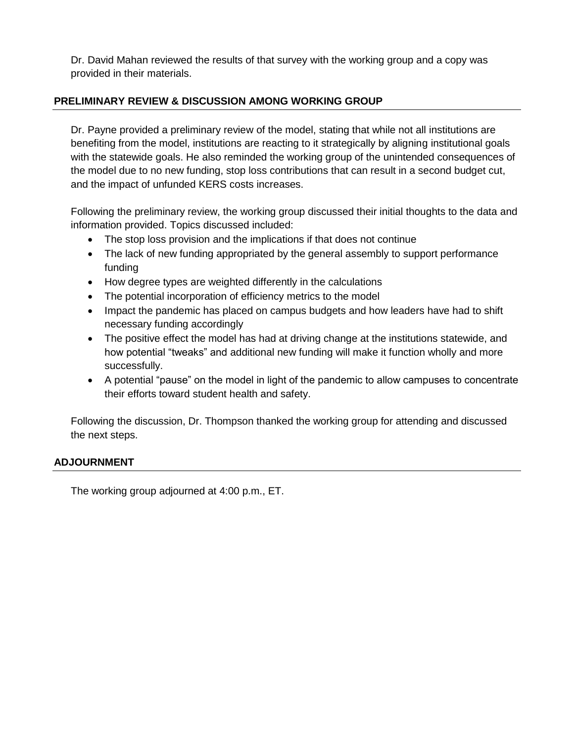Dr. David Mahan reviewed the results of that survey with the working group and a copy was provided in their materials.

## PRELIMINARY REVIEW & DISCUSSION AMONG WORKING GROUP

Dr. Payne provided a preliminary review of the model, stating that while not all institutions are benefiting from the model, institutions are reacting to it strategically by aligning institutional goals with the statewide goals. He also reminded the working group of the unintended consequences of the model due to no new funding, stop loss contributions that can result in a second budget cut, and the impact of unfunded KERS costs increases.

Following the preliminary review, the working group discussed their initial thoughts to the data and information provided. Topics discussed included:

- The stop loss provision and the implications if that does not continue
- The lack of new funding appropriated by the general assembly to support performance funding
- How degree types are weighted differently in the calculations
- The potential incorporation of efficiency metrics to the model
- Impact the pandemic has placed on campus budgets and how leaders have had to shift necessary funding accordingly
- The positive effect the model has had at driving change at the institutions statewide, and how potential "tweaks" and additional new funding will make it function wholly and more successfully.
- A potential "pause" on the model in light of the pandemic to allow campuses to concentrate their efforts toward student health and safety.

Following the discussion, Dr. Thompson thanked the working group for attending and discussed the next steps.

## ADJOURNMENT

The working group adjourned at 4:00 p.m., ET.